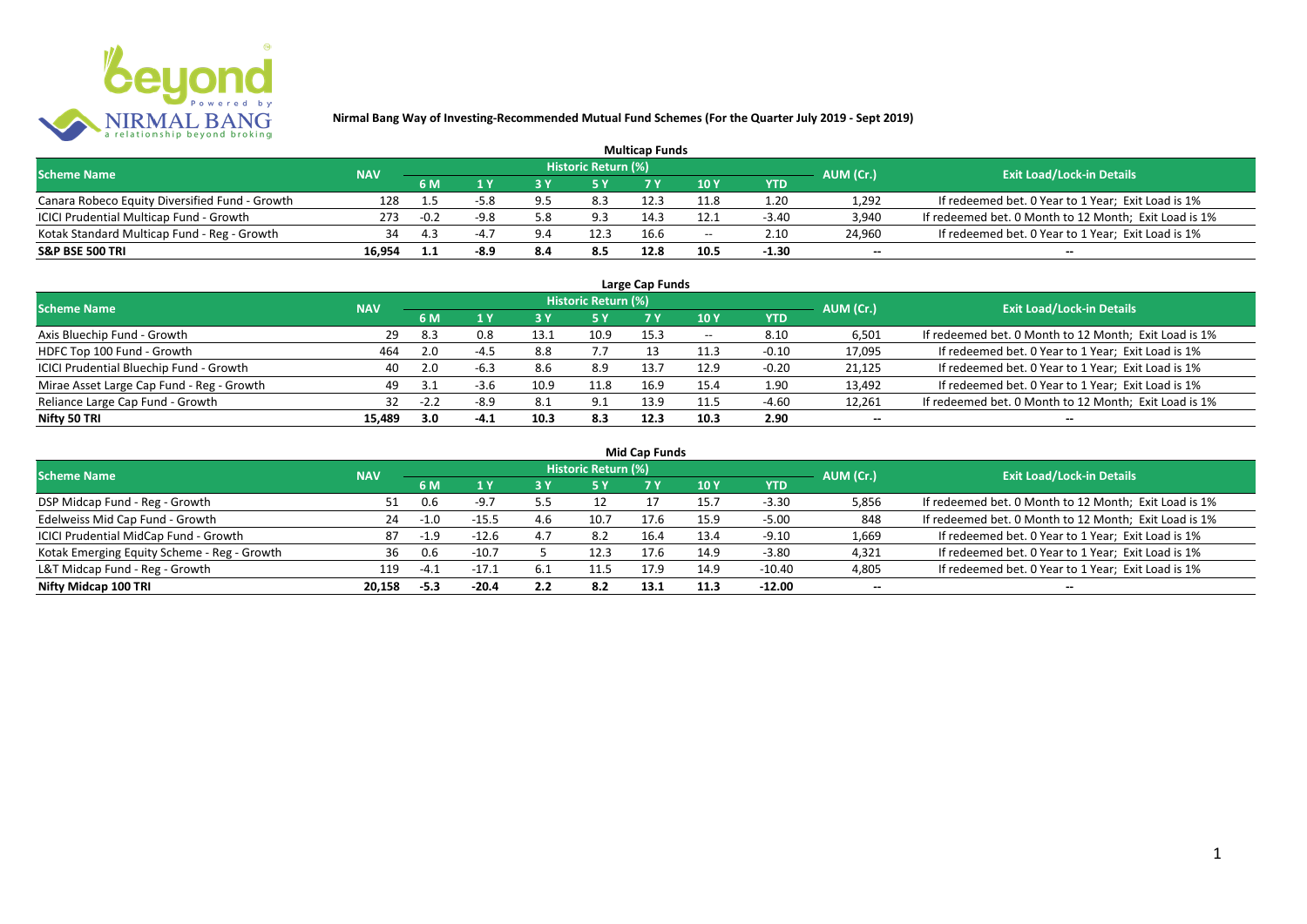**Nirmal Bang Way of Investing-Recommended Mutual Fund Schemes (For the Quarter July 2019 - Sept 2019)**

## Multicap Funds

| Scheme Name | NAV | Historic Return (%) | | | | | | | AUM (Cr.) | Exit Load/Lock-in Details |
|---|---|---|---|---|---|---|---|---|---|---|
| | | 6 M | 1 Y | 3 Y | 5 Y | 7 Y | 10 Y | YTD | | |
| Canara Robeco Equity Diversified Fund - Growth | 128 | 1.5 | -5.8 | 9.5 | 8.3 | 12.3 | 11.8 | 1.20 | 1,292 | If redeemed bet. 0 Year to 1 Year; Exit Load is 1% |
| ICICI Prudential Multicap Fund - Growth | 273 | -0.2 | -9.8 | 5.8 | 9.3 | 14.3 | 12.1 | -3.40 | 3,940 | If redeemed bet. 0 Month to 12 Month; Exit Load is 1% |
| Kotak Standard Multicap Fund - Reg - Growth | 34 | 4.3 | -4.7 | 9.4 | 12.3 | 16.6 | -- | 2.10 | 24,960 | If redeemed bet. 0 Year to 1 Year; Exit Load is 1% |
| **S&P BSE 500 TRI** | **16,954** | **1.1** | **-8.9** | **8.4** | **8.5** | **12.8** | **10.5** | **-1.30** | -- | -- |

## Large Cap Funds

| Scheme Name | NAV | Historic Return (%) | | | | | | | AUM (Cr.) | Exit Load/Lock-in Details |
|---|---|---|---|---|---|---|---|---|---|---|
| | | 6 M | 1 Y | 3 Y | 5 Y | 7 Y | 10 Y | YTD | | |
| Axis Bluechip Fund - Growth | 29 | 8.3 | 0.8 | 13.1 | 10.9 | 15.3 | -- | 8.10 | 6,501 | If redeemed bet. 0 Month to 12 Month; Exit Load is 1% |
| HDFC Top 100 Fund - Growth | 464 | 2.0 | -4.5 | 8.8 | 7.7 | 13 | 11.3 | -0.10 | 17,095 | If redeemed bet. 0 Year to 1 Year; Exit Load is 1% |
| ICICI Prudential Bluechip Fund - Growth | 40 | 2.0 | -6.3 | 8.6 | 8.9 | 13.7 | 12.9 | -0.20 | 21,125 | If redeemed bet. 0 Year to 1 Year; Exit Load is 1% |
| Mirae Asset Large Cap Fund - Reg - Growth | 49 | 3.1 | -3.6 | 10.9 | 11.8 | 16.9 | 15.4 | 1.90 | 13,492 | If redeemed bet. 0 Year to 1 Year; Exit Load is 1% |
| Reliance Large Cap Fund - Growth | 32 | -2.2 | -8.9 | 8.1 | 9.1 | 13.9 | 11.5 | -4.60 | 12,261 | If redeemed bet. 0 Month to 12 Month; Exit Load is 1% |
| **Nifty 50 TRI** | **15,489** | **3.0** | **-4.1** | **10.3** | **8.3** | **12.3** | **10.3** | **2.90** | -- | -- |

## Mid Cap Funds

| Scheme Name | NAV | Historic Return (%) | | | | | | | AUM (Cr.) | Exit Load/Lock-in Details |
|---|---|---|---|---|---|---|---|---|---|---|
| | | 6 M | 1 Y | 3 Y | 5 Y | 7 Y | 10 Y | YTD | | |
| DSP Midcap Fund - Reg - Growth | 51 | 0.6 | -9.7 | 5.5 | 12 | 17 | 15.7 | -3.30 | 5,856 | If redeemed bet. 0 Month to 12 Month; Exit Load is 1% |
| Edelweiss Mid Cap Fund - Growth | 24 | -1.0 | -15.5 | 4.6 | 10.7 | 17.6 | 15.9 | -5.00 | 848 | If redeemed bet. 0 Month to 12 Month; Exit Load is 1% |
| ICICI Prudential MidCap Fund - Growth | 87 | -1.9 | -12.6 | 4.7 | 8.2 | 16.4 | 13.4 | -9.10 | 1,669 | If redeemed bet. 0 Year to 1 Year; Exit Load is 1% |
| Kotak Emerging Equity Scheme - Reg - Growth | 36 | 0.6 | -10.7 | 5 | 12.3 | 17.6 | 14.9 | -3.80 | 4,321 | If redeemed bet. 0 Year to 1 Year; Exit Load is 1% |
| L&T Midcap Fund - Reg - Growth | 119 | -4.1 | -17.1 | 6.1 | 11.5 | 17.9 | 14.9 | -10.40 | 4,805 | If redeemed bet. 0 Year to 1 Year; Exit Load is 1% |
| **Nifty Midcap 100 TRI** | **20,158** | **-5.3** | **-20.4** | **2.2** | **8.2** | **13.1** | **11.3** | **-12.00** | -- | -- |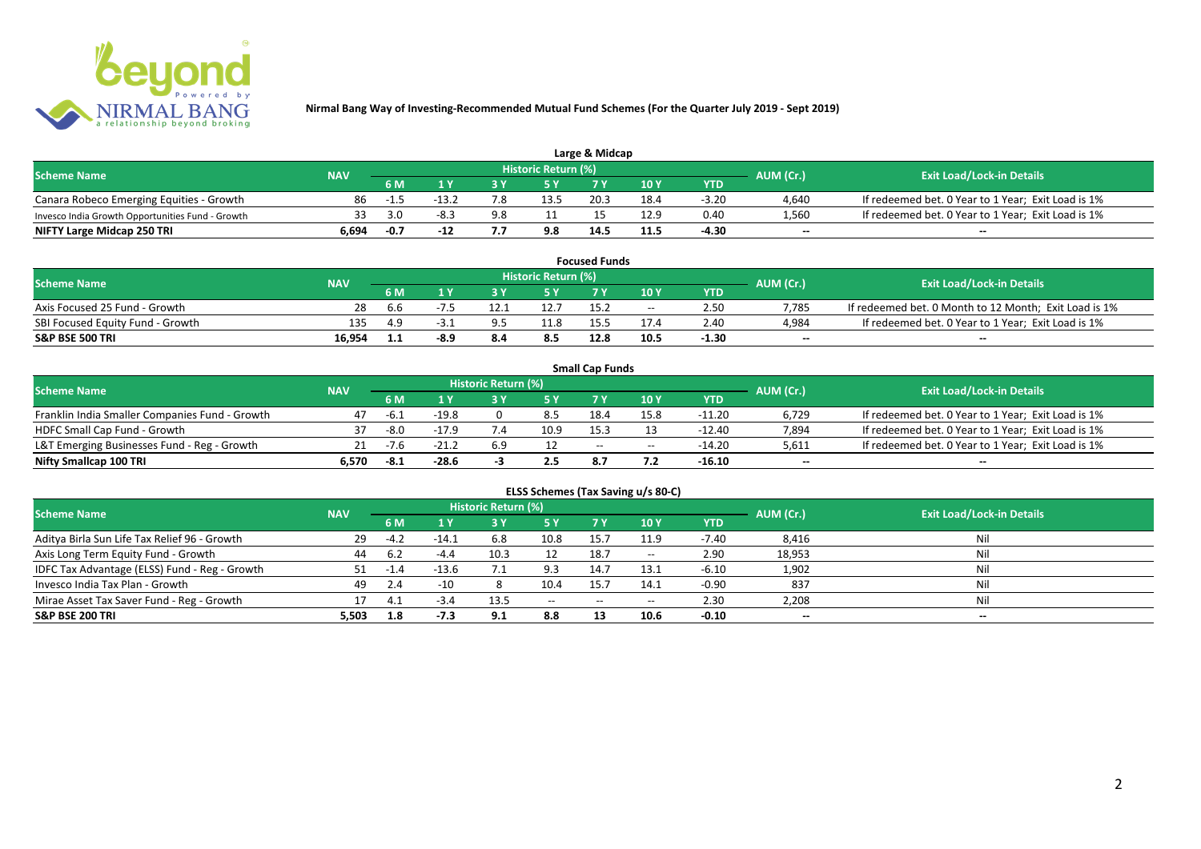**Nirmal Bang Way of Investing-Recommended Mutual Fund Schemes (For the Quarter July 2019 - Sept 2019)**

## Large & Midcap

| Scheme Name | NAV | Historic Return (%) | | | | | | | AUM (Cr.) | Exit Load/Lock-in Details |
|---|---|---|---|---|---|---|---|---|---|---|
| | | 6 M | 1 Y | 3 Y | 5 Y | 7 Y | 10 Y | YTD | | |
| Canara Robeco Emerging Equities - Growth | 86 | -1.5 | -13.2 | 7.8 | 13.5 | 20.3 | 18.4 | -3.20 | 4,640 | If redeemed bet. 0 Year to 1 Year; Exit Load is 1% |
| Invesco India Growth Opportunities Fund - Growth | 33 | 3.0 | -8.3 | 9.8 | 11 | 15 | 12.9 | 0.40 | 1,560 | If redeemed bet. 0 Year to 1 Year; Exit Load is 1% |
| **NIFTY Large Midcap 250 TRI** | **6,694** | **-0.7** | **-12** | **7.7** | **9.8** | **14.5** | **11.5** | **-4.30** | **--** | **--** |

## Focused Funds

| Scheme Name | NAV | Historic Return (%) | | | | | | | AUM (Cr.) | Exit Load/Lock-in Details |
|---|---|---|---|---|---|---|---|---|---|---|
| | | 6 M | 1 Y | 3 Y | 5 Y | 7 Y | 10 Y | YTD | | |
| Axis Focused 25 Fund - Growth | 28 | 6.6 | -7.5 | 12.1 | 12.7 | 15.2 | -- | 2.50 | 7,785 | If redeemed bet. 0 Month to 12 Month; Exit Load is 1% |
| SBI Focused Equity Fund - Growth | 135 | 4.9 | -3.1 | 9.5 | 11.8 | 15.5 | 17.4 | 2.40 | 4,984 | If redeemed bet. 0 Year to 1 Year; Exit Load is 1% |
| **S&P BSE 500 TRI** | **16,954** | **1.1** | **-8.9** | **8.4** | **8.5** | **12.8** | **10.5** | **-1.30** | **--** | **--** |

## Small Cap Funds

| Scheme Name | NAV | Historic Return (%) | | | | | | | AUM (Cr.) | Exit Load/Lock-in Details |
|---|---|---|---|---|---|---|---|---|---|---|
| | | 6 M | 1 Y | 3 Y | 5 Y | 7 Y | 10 Y | YTD | | |
| Franklin India Smaller Companies Fund - Growth | 47 | -6.1 | -19.8 | 0 | 8.5 | 18.4 | 15.8 | -11.20 | 6,729 | If redeemed bet. 0 Year to 1 Year; Exit Load is 1% |
| HDFC Small Cap Fund - Growth | 37 | -8.0 | -17.9 | 7.4 | 10.9 | 15.3 | 13 | -12.40 | 7,894 | If redeemed bet. 0 Year to 1 Year; Exit Load is 1% |
| L&T Emerging Businesses Fund - Reg - Growth | 21 | -7.6 | -21.2 | 6.9 | 12 | -- | -- | -14.20 | 5,611 | If redeemed bet. 0 Year to 1 Year; Exit Load is 1% |
| **Nifty Smallcap 100 TRI** | **6,570** | **-8.1** | **-28.6** | **-3** | **2.5** | **8.7** | **7.2** | **-16.10** | **--** | **--** |

## ELSS Schemes (Tax Saving u/s 80-C)

| Scheme Name | NAV | Historic Return (%) | | | | | | | AUM (Cr.) | Exit Load/Lock-in Details |
|---|---|---|---|---|---|---|---|---|---|---|
| | | 6 M | 1 Y | 3 Y | 5 Y | 7 Y | 10 Y | YTD | | |
| Aditya Birla Sun Life Tax Relief 96 - Growth | 29 | -4.2 | -14.1 | 6.8 | 10.8 | 15.7 | 11.9 | -7.40 | 8,416 | Nil |
| Axis Long Term Equity Fund - Growth | 44 | 6.2 | -4.4 | 10.3 | 12 | 18.7 | -- | 2.90 | 18,953 | Nil |
| IDFC Tax Advantage (ELSS) Fund - Reg - Growth | 51 | -1.4 | -13.6 | 7.1 | 9.3 | 14.7 | 13.1 | -6.10 | 1,902 | Nil |
| Invesco India Tax Plan - Growth | 49 | 2.4 | -10 | 8 | 10.4 | 15.7 | 14.1 | -0.90 | 837 | Nil |
| Mirae Asset Tax Saver Fund - Reg - Growth | 17 | 4.1 | -3.4 | 13.5 | -- | -- | -- | 2.30 | 2,208 | Nil |
| **S&P BSE 200 TRI** | **5,503** | **1.8** | **-7.3** | **9.1** | **8.8** | **13** | **10.6** | **-0.10** | **--** | **--** |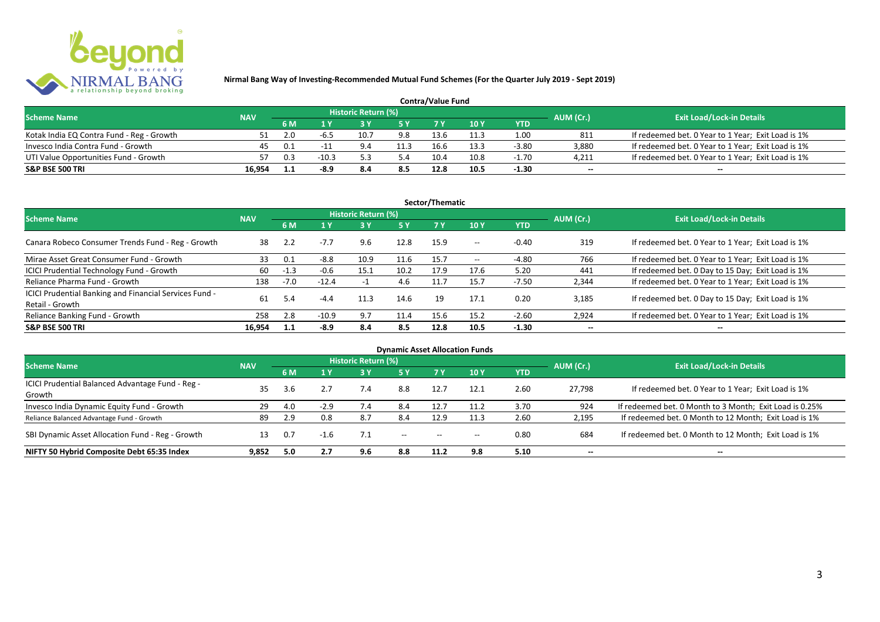**Nirmal Bang Way of Investing-Recommended Mutual Fund Schemes (For the Quarter July 2019 - Sept 2019)**

## Contra/Value Fund

| Scheme Name | NAV | Historic Return (%) | | | | | | | AUM (Cr.) | Exit Load/Lock-in Details |
|---|---|---|---|---|---|---|---|---|---|---|
| | | 6 M | 1 Y | 3 Y | 5 Y | 7 Y | 10 Y | YTD | | |
| Kotak India EQ Contra Fund - Reg - Growth | 51 | 2.0 | -6.5 | 10.7 | 9.8 | 13.6 | 11.3 | 1.00 | 811 | If redeemed bet. 0 Year to 1 Year; Exit Load is 1% |
| Invesco India Contra Fund - Growth | 45 | 0.1 | -11 | 9.4 | 11.3 | 16.6 | 13.3 | -3.80 | 3,880 | If redeemed bet. 0 Year to 1 Year; Exit Load is 1% |
| UTI Value Opportunities Fund - Growth | 57 | 0.3 | -10.3 | 5.3 | 5.4 | 10.4 | 10.8 | -1.70 | 4,211 | If redeemed bet. 0 Year to 1 Year; Exit Load is 1% |
| **S&P BSE 500 TRI** | **16,954** | **1.1** | **-8.9** | **8.4** | **8.5** | **12.8** | **10.5** | **-1.30** | **--** | **--** |

## Sector/Thematic

| Scheme Name | NAV | Historic Return (%) | | | | | | | AUM (Cr.) | Exit Load/Lock-in Details |
|---|---|---|---|---|---|---|---|---|---|---|
| | | 6 M | 1 Y | 3 Y | 5 Y | 7 Y | 10 Y | YTD | | |
| Canara Robeco Consumer Trends Fund - Reg - Growth | 38 | 2.2 | -7.7 | 9.6 | 12.8 | 15.9 | -- | -0.40 | 319 | If redeemed bet. 0 Year to 1 Year; Exit Load is 1% |
| Mirae Asset Great Consumer Fund - Growth | 33 | 0.1 | -8.8 | 10.9 | 11.6 | 15.7 | -- | -4.80 | 766 | If redeemed bet. 0 Year to 1 Year; Exit Load is 1% |
| ICICI Prudential Technology Fund - Growth | 60 | -1.3 | -0.6 | 15.1 | 10.2 | 17.9 | 17.6 | 5.20 | 441 | If redeemed bet. 0 Day to 15 Day; Exit Load is 1% |
| Reliance Pharma Fund - Growth | 138 | -7.0 | -12.4 | -1 | 4.6 | 11.7 | 15.7 | -7.50 | 2,344 | If redeemed bet. 0 Year to 1 Year; Exit Load is 1% |
| ICICI Prudential Banking and Financial Services Fund - Retail - Growth | 61 | 5.4 | -4.4 | 11.3 | 14.6 | 19 | 17.1 | 0.20 | 3,185 | If redeemed bet. 0 Day to 15 Day; Exit Load is 1% |
| Reliance Banking Fund - Growth | 258 | 2.8 | -10.9 | 9.7 | 11.4 | 15.6 | 15.2 | -2.60 | 2,924 | If redeemed bet. 0 Year to 1 Year; Exit Load is 1% |
| **S&P BSE 500 TRI** | **16,954** | **1.1** | **-8.9** | **8.4** | **8.5** | **12.8** | **10.5** | **-1.30** | **--** | **--** |

## Dynamic Asset Allocation Funds

| Scheme Name | NAV | Historic Return (%) | | | | | | | AUM (Cr.) | Exit Load/Lock-in Details |
|---|---|---|---|---|---|---|---|---|---|---|
| | | 6 M | 1 Y | 3 Y | 5 Y | 7 Y | 10 Y | YTD | | |
| ICICI Prudential Balanced Advantage Fund - Reg - Growth | 35 | 3.6 | 2.7 | 7.4 | 8.8 | 12.7 | 12.1 | 2.60 | 27,798 | If redeemed bet. 0 Year to 1 Year; Exit Load is 1% |
| Invesco India Dynamic Equity Fund - Growth | 29 | 4.0 | -2.9 | 7.4 | 8.4 | 12.7 | 11.2 | 3.70 | 924 | If redeemed bet. 0 Month to 3 Month; Exit Load is 0.25% |
| Reliance Balanced Advantage Fund - Growth | 89 | 2.9 | 0.8 | 8.7 | 8.4 | 12.9 | 11.3 | 2.60 | 2,195 | If redeemed bet. 0 Month to 12 Month; Exit Load is 1% |
| SBI Dynamic Asset Allocation Fund - Reg - Growth | 13 | 0.7 | -1.6 | 7.1 | -- | -- | -- | 0.80 | 684 | If redeemed bet. 0 Month to 12 Month; Exit Load is 1% |
| **NIFTY 50 Hybrid Composite Debt 65:35 Index** | **9,852** | **5.0** | **2.7** | **9.6** | **8.8** | **11.2** | **9.8** | **5.10** | **--** | **--** |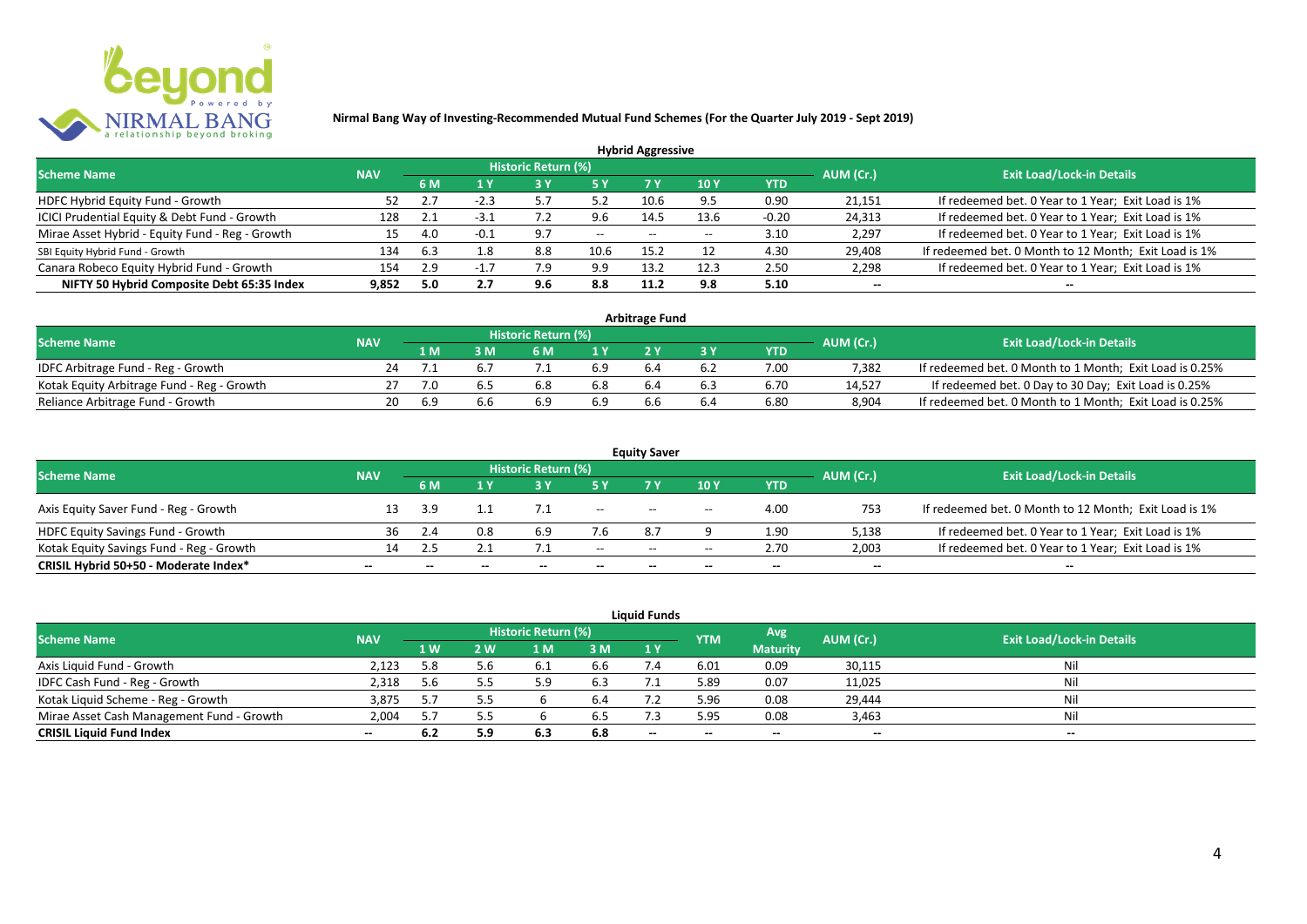**Nirmal Bang Way of Investing-Recommended Mutual Fund Schemes (For the Quarter July 2019 - Sept 2019)**

### Hybrid Aggressive

| Scheme Name | NAV | Historic Return (%) | | | | | | | AUM (Cr.) | Exit Load/Lock-in Details |
|---|---|---|---|---|---|---|---|---|---|---|
| | | 6 M | 1 Y | 3 Y | 5 Y | 7 Y | 10 Y | YTD | | |
| HDFC Hybrid Equity Fund - Growth | 52 | 2.7 | -2.3 | 5.7 | 5.2 | 10.6 | 9.5 | 0.90 | 21,151 | If redeemed bet. 0 Year to 1 Year; Exit Load is 1% |
| ICICI Prudential Equity & Debt Fund - Growth | 128 | 2.1 | -3.1 | 7.2 | 9.6 | 14.5 | 13.6 | -0.20 | 24,313 | If redeemed bet. 0 Year to 1 Year; Exit Load is 1% |
| Mirae Asset Hybrid - Equity Fund - Reg - Growth | 15 | 4.0 | -0.1 | 9.7 | -- | -- | -- | 3.10 | 2,297 | If redeemed bet. 0 Year to 1 Year; Exit Load is 1% |
| SBI Equity Hybrid Fund - Growth | 134 | 6.3 | 1.8 | 8.8 | 10.6 | 15.2 | 12 | 4.30 | 29,408 | If redeemed bet. 0 Month to 12 Month; Exit Load is 1% |
| Canara Robeco Equity Hybrid Fund - Growth | 154 | 2.9 | -1.7 | 7.9 | 9.9 | 13.2 | 12.3 | 2.50 | 2,298 | If redeemed bet. 0 Year to 1 Year; Exit Load is 1% |
| **NIFTY 50 Hybrid Composite Debt 65:35 Index** | **9,852** | **5.0** | **2.7** | **9.6** | **8.8** | **11.2** | **9.8** | **5.10** | **--** | **--** |

### Arbitrage Fund

| Scheme Name | NAV | Historic Return (%) | | | | | | | AUM (Cr.) | Exit Load/Lock-in Details |
|---|---|---|---|---|---|---|---|---|---|---|
| | | 1 M | 3 M | 6 M | 1 Y | 2 Y | 3 Y | YTD | | |
| IDFC Arbitrage Fund - Reg - Growth | 24 | 7.1 | 6.7 | 7.1 | 6.9 | 6.4 | 6.2 | 7.00 | 7,382 | If redeemed bet. 0 Month to 1 Month; Exit Load is 0.25% |
| Kotak Equity Arbitrage Fund - Reg - Growth | 27 | 7.0 | 6.5 | 6.8 | 6.8 | 6.4 | 6.3 | 6.70 | 14,527 | If redeemed bet. 0 Day to 30 Day; Exit Load is 0.25% |
| Reliance Arbitrage Fund - Growth | 20 | 6.9 | 6.6 | 6.9 | 6.9 | 6.6 | 6.4 | 6.80 | 8,904 | If redeemed bet. 0 Month to 1 Month; Exit Load is 0.25% |

### Equity Saver

| Scheme Name | NAV | Historic Return (%) | | | | | | | AUM (Cr.) | Exit Load/Lock-in Details |
|---|---|---|---|---|---|---|---|---|---|---|
| | | 6 M | 1 Y | 3 Y | 5 Y | 7 Y | 10 Y | YTD | | |
| Axis Equity Saver Fund - Reg - Growth | 13 | 3.9 | 1.1 | 7.1 | -- | -- | -- | 4.00 | 753 | If redeemed bet. 0 Month to 12 Month; Exit Load is 1% |
| HDFC Equity Savings Fund - Growth | 36 | 2.4 | 0.8 | 6.9 | 7.6 | 8.7 | 9 | 1.90 | 5,138 | If redeemed bet. 0 Year to 1 Year; Exit Load is 1% |
| Kotak Equity Savings Fund - Reg - Growth | 14 | 2.5 | 2.1 | 7.1 | -- | -- | -- | 2.70 | 2,003 | If redeemed bet. 0 Year to 1 Year; Exit Load is 1% |
| **CRISIL Hybrid 50+50 - Moderate Index*** | **--** | **--** | **--** | **--** | **--** | **--** | **--** | **--** | **--** | **--** |

### Liquid Funds

| Scheme Name | NAV | Historic Return (%) | | | | | YTM | Avg Maturity | AUM (Cr.) | Exit Load/Lock-in Details |
|---|---|---|---|---|---|---|---|---|---|---|
| | | 1 W | 2 W | 1 M | 3 M | 1 Y | | | | |
| Axis Liquid Fund - Growth | 2,123 | 5.8 | 5.6 | 6.1 | 6.6 | 7.4 | 6.01 | 0.09 | 30,115 | Nil |
| IDFC Cash Fund - Reg - Growth | 2,318 | 5.6 | 5.5 | 5.9 | 6.3 | 7.1 | 5.89 | 0.07 | 11,025 | Nil |
| Kotak Liquid Scheme - Reg - Growth | 3,875 | 5.7 | 5.5 | 6 | 6.4 | 7.2 | 5.96 | 0.08 | 29,444 | Nil |
| Mirae Asset Cash Management Fund - Growth | 2,004 | 5.7 | 5.5 | 6 | 6.5 | 7.3 | 5.95 | 0.08 | 3,463 | Nil |
| **CRISIL Liquid Fund Index** | **--** | **6.2** | **5.9** | **6.3** | **6.8** | **--** | **--** | **--** | **--** | **--** |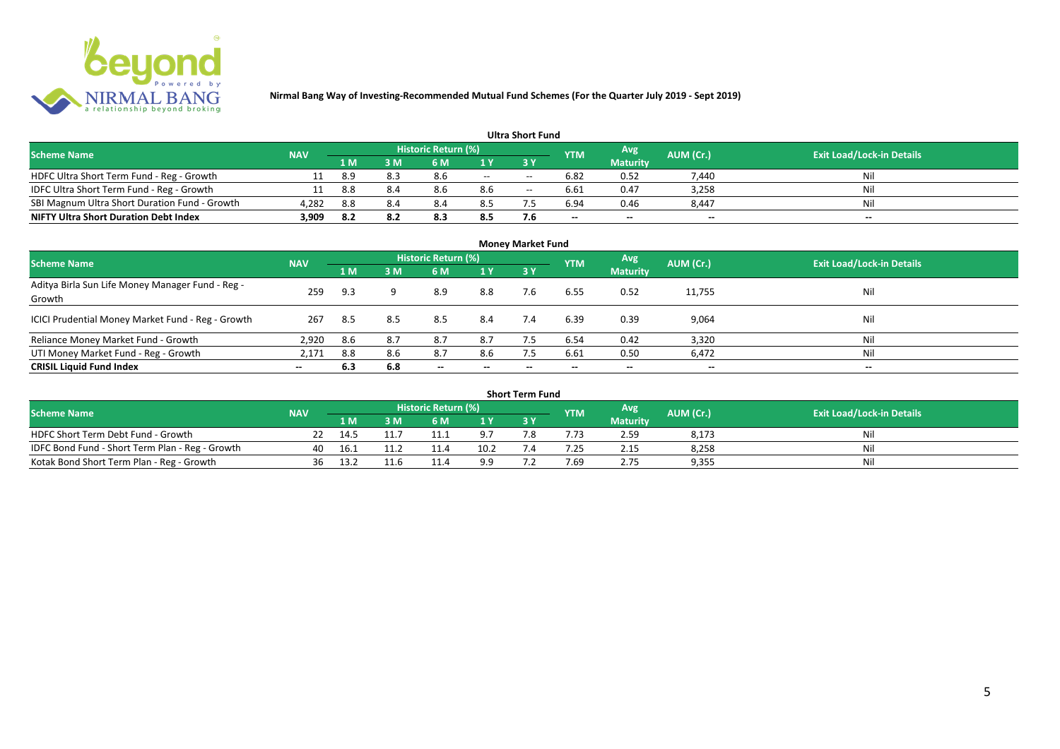## Nirmal Bang Way of Investing-Recommended Mutual Fund Schemes (For the Quarter July 2019 - Sept 2019)

### Ultra Short Fund

| Scheme Name | NAV | Historic Return (%) | | | | | YTM | Avg Maturity | AUM (Cr.) | Exit Load/Lock-in Details |
|---|---|---|---|---|---|---|---|---|---|---|
| | | 1 M | 3 M | 6 M | 1 Y | 3 Y | | | | |
| HDFC Ultra Short Term Fund - Reg - Growth | 11 | 8.9 | 8.3 | 8.6 | -- | -- | 6.82 | 0.52 | 7,440 | Nil |
| IDFC Ultra Short Term Fund - Reg - Growth | 11 | 8.8 | 8.4 | 8.6 | 8.6 | -- | 6.61 | 0.47 | 3,258 | Nil |
| SBI Magnum Ultra Short Duration Fund - Growth | 4,282 | 8.8 | 8.4 | 8.4 | 8.5 | 7.5 | 6.94 | 0.46 | 8,447 | Nil |
| **NIFTY Ultra Short Duration Debt Index** | **3,909** | **8.2** | **8.2** | **8.3** | **8.5** | **7.6** | **--** | **--** | **--** | **--** |

### Money Market Fund

| Scheme Name | NAV | Historic Return (%) | | | | | YTM | Avg Maturity | AUM (Cr.) | Exit Load/Lock-in Details |
|---|---|---|---|---|---|---|---|---|---|---|
| | | 1 M | 3 M | 6 M | 1 Y | 3 Y | | | | |
| Aditya Birla Sun Life Money Manager Fund - Reg - Growth | 259 | 9.3 | 9 | 8.9 | 8.8 | 7.6 | 6.55 | 0.52 | 11,755 | Nil |
| ICICI Prudential Money Market Fund - Reg - Growth | 267 | 8.5 | 8.5 | 8.5 | 8.4 | 7.4 | 6.39 | 0.39 | 9,064 | Nil |
| Reliance Money Market Fund - Growth | 2,920 | 8.6 | 8.7 | 8.7 | 8.7 | 7.5 | 6.54 | 0.42 | 3,320 | Nil |
| UTI Money Market Fund - Reg - Growth | 2,171 | 8.8 | 8.6 | 8.7 | 8.6 | 7.5 | 6.61 | 0.50 | 6,472 | Nil |
| **CRISIL Liquid Fund Index** | **--** | **6.3** | **6.8** | **--** | **--** | **--** | **--** | **--** | **--** | **--** |

### Short Term Fund

| Scheme Name | NAV | Historic Return (%) | | | | | YTM | Avg Maturity | AUM (Cr.) | Exit Load/Lock-in Details |
|---|---|---|---|---|---|---|---|---|---|---|
| | | 1 M | 3 M | 6 M | 1 Y | 3 Y | | | | |
| HDFC Short Term Debt Fund - Growth | 22 | 14.5 | 11.7 | 11.1 | 9.7 | 7.8 | 7.73 | 2.59 | 8,173 | Nil |
| IDFC Bond Fund - Short Term Plan - Reg - Growth | 40 | 16.1 | 11.2 | 11.4 | 10.2 | 7.4 | 7.25 | 2.15 | 8,258 | Nil |
| Kotak Bond Short Term Plan - Reg - Growth | 36 | 13.2 | 11.6 | 11.4 | 9.9 | 7.2 | 7.69 | 2.75 | 9,355 | Nil |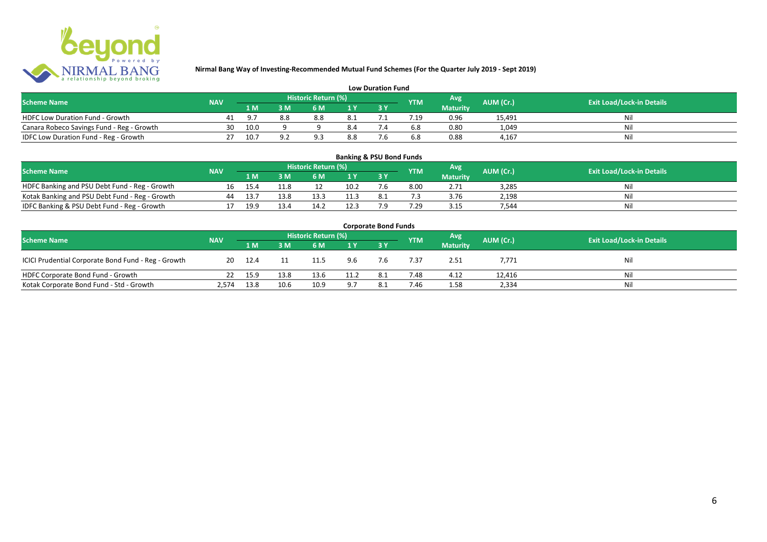# Nirmal Bang Way of Investing-Recommended Mutual Fund Schemes (For the Quarter July 2019 - Sept 2019)

## Low Duration Fund

| Scheme Name | NAV | Historic Return (%) | | | | | YTM | Avg Maturity | AUM (Cr.) | Exit Load/Lock-in Details |
|---|---|---|---|---|---|---|---|---|---|---|
| | | 1 M | 3 M | 6 M | 1 Y | 3 Y | | | | |
| HDFC Low Duration Fund - Growth | 41 | 9.7 | 8.8 | 8.8 | 8.1 | 7.1 | 7.19 | 0.96 | 15,491 | Nil |
| Canara Robeco Savings Fund - Reg - Growth | 30 | 10.0 | 9 | 9 | 8.4 | 7.4 | 6.8 | 0.80 | 1,049 | Nil |
| IDFC Low Duration Fund - Reg - Growth | 27 | 10.7 | 9.2 | 9.3 | 8.8 | 7.6 | 6.8 | 0.88 | 4,167 | Nil |

## Banking & PSU Bond Funds

| Scheme Name | NAV | Historic Return (%) | | | | | YTM | Avg Maturity | AUM (Cr.) | Exit Load/Lock-in Details |
|---|---|---|---|---|---|---|---|---|---|---|
| | | 1 M | 3 M | 6 M | 1 Y | 3 Y | | | | |
| HDFC Banking and PSU Debt Fund - Reg - Growth | 16 | 15.4 | 11.8 | 12 | 10.2 | 7.6 | 8.00 | 2.71 | 3,285 | Nil |
| Kotak Banking and PSU Debt Fund - Reg - Growth | 44 | 13.7 | 13.8 | 13.3 | 11.3 | 8.1 | 7.3 | 3.76 | 2,198 | Nil |
| IDFC Banking & PSU Debt Fund - Reg - Growth | 17 | 19.9 | 13.4 | 14.2 | 12.3 | 7.9 | 7.29 | 3.15 | 7,544 | Nil |

## Corporate Bond Funds

| Scheme Name | NAV | Historic Return (%) | | | | | YTM | Avg Maturity | AUM (Cr.) | Exit Load/Lock-in Details |
|---|---|---|---|---|---|---|---|---|---|---|
| | | 1 M | 3 M | 6 M | 1 Y | 3 Y | | | | |
| ICICI Prudential Corporate Bond Fund - Reg - Growth | 20 | 12.4 | 11 | 11.5 | 9.6 | 7.6 | 7.37 | 2.51 | 7,771 | Nil |
| HDFC Corporate Bond Fund - Growth | 22 | 15.9 | 13.8 | 13.6 | 11.2 | 8.1 | 7.48 | 4.12 | 12,416 | Nil |
| Kotak Corporate Bond Fund - Std - Growth | 2,574 | 13.8 | 10.6 | 10.9 | 9.7 | 8.1 | 7.46 | 1.58 | 2,334 | Nil |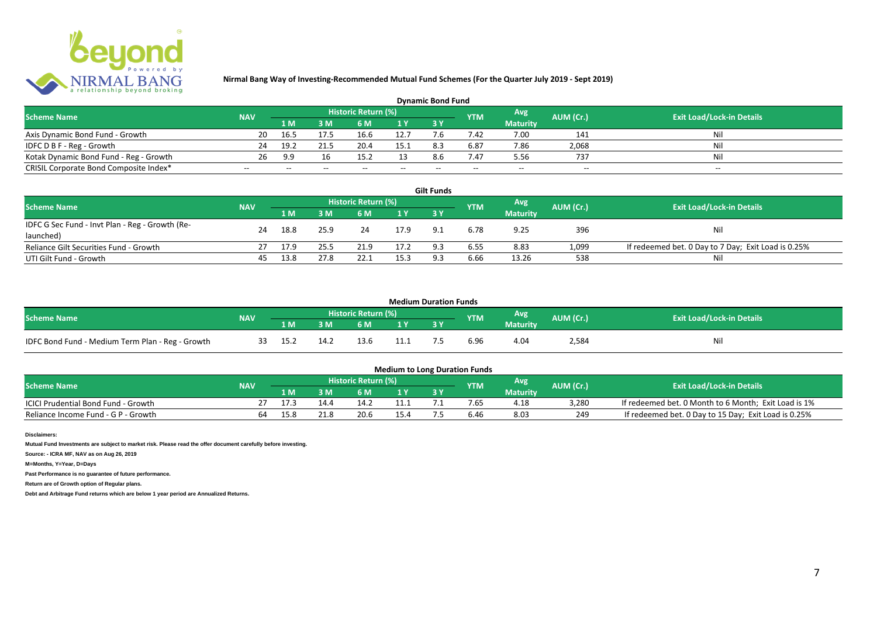# Nirmal Bang Way of Investing-Recommended Mutual Fund Schemes (For the Quarter July 2019 - Sept 2019)

## Dynamic Bond Fund

| Scheme Name | NAV | Historic Return (%) | | | | | YTM | Avg Maturity | AUM (Cr.) | Exit Load/Lock-in Details |
|---|---|---|---|---|---|---|---|---|---|---|
| | | 1 M | 3 M | 6 M | 1 Y | 3 Y | | | | |
| Axis Dynamic Bond Fund - Growth | 20 | 16.5 | 17.5 | 16.6 | 12.7 | 7.6 | 7.42 | 7.00 | 141 | Nil |
| IDFC D B F - Reg - Growth | 24 | 19.2 | 21.5 | 20.4 | 15.1 | 8.3 | 6.87 | 7.86 | 2,068 | Nil |
| Kotak Dynamic Bond Fund - Reg - Growth | 26 | 9.9 | 16 | 15.2 | 13 | 8.6 | 7.47 | 5.56 | 737 | Nil |
| CRISIL Corporate Bond Composite Index* | -- | -- | -- | -- | -- | -- | -- | -- | -- | -- |

## Gilt Funds

| Scheme Name | NAV | Historic Return (%) | | | | | YTM | Avg Maturity | AUM (Cr.) | Exit Load/Lock-in Details |
|---|---|---|---|---|---|---|---|---|---|---|
| | | 1 M | 3 M | 6 M | 1 Y | 3 Y | | | | |
| IDFC G Sec Fund - Invt Plan - Reg - Growth (Re-launched) | 24 | 18.8 | 25.9 | 24 | 17.9 | 9.1 | 6.78 | 9.25 | 396 | Nil |
| Reliance Gilt Securities Fund - Growth | 27 | 17.9 | 25.5 | 21.9 | 17.2 | 9.3 | 6.55 | 8.83 | 1,099 | If redeemed bet. 0 Day to 7 Day; Exit Load is 0.25% |
| UTI Gilt Fund - Growth | 45 | 13.8 | 27.8 | 22.1 | 15.3 | 9.3 | 6.66 | 13.26 | 538 | Nil |

## Medium Duration Funds

| Scheme Name | NAV | Historic Return (%) | | | | | YTM | Avg Maturity | AUM (Cr.) | Exit Load/Lock-in Details |
|---|---|---|---|---|---|---|---|---|---|---|
| | | 1 M | 3 M | 6 M | 1 Y | 3 Y | | | | |
| IDFC Bond Fund - Medium Term Plan - Reg - Growth | 33 | 15.2 | 14.2 | 13.6 | 11.1 | 7.5 | 6.96 | 4.04 | 2,584 | Nil |

## Medium to Long Duration Funds

| Scheme Name | NAV | Historic Return (%) | | | | | YTM | Avg Maturity | AUM (Cr.) | Exit Load/Lock-in Details |
|---|---|---|---|---|---|---|---|---|---|---|
| | | 1 M | 3 M | 6 M | 1 Y | 3 Y | | | | |
| ICICI Prudential Bond Fund - Growth | 27 | 17.3 | 14.4 | 14.2 | 11.1 | 7.1 | 7.65 | 4.18 | 3,280 | If redeemed bet. 0 Month to 6 Month; Exit Load is 1% |
| Reliance Income Fund - G P - Growth | 64 | 15.8 | 21.8 | 20.6 | 15.4 | 7.5 | 6.46 | 8.03 | 249 | If redeemed bet. 0 Day to 15 Day; Exit Load is 0.25% |

**Disclaimers:**

**Mutual Fund Investments are subject to market risk. Please read the offer document carefully before investing.**

**Source: - ICRA MF, NAV as on Aug 26, 2019**

**M=Months, Y=Year, D=Days**

**Past Performance is no guarantee of future performance.**

**Return are of Growth option of Regular plans.**

**Debt and Arbitrage Fund returns which are below 1 year period are Annualized Returns.**